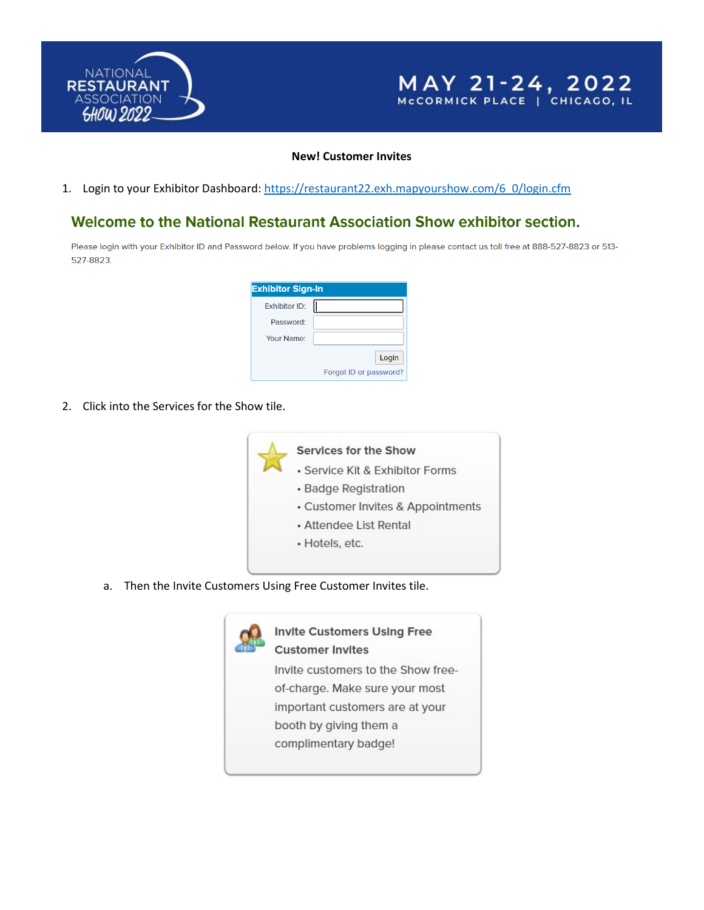**New! Customer Invites**

1. Login to your Exhibitor Dashboard: https://restaurant22.exh.mapyourshow.com/6_0/login.cfm

## Welcome to the National Restaurant Association Show exhibitor section.

Please login with your Exhibitor ID and Password below. If you have problems logging in please contact us toll free at 888-527-8823 or 513-527-8823.

**Exhibitor Sign-In**

Exhibitor ID:

Password:

Your Name:

Login

Forgot ID or password?

2. Click into the Services for the Show tile.

**Services for the Show**

- Service Kit & Exhibitor Forms
- Badge Registration
- Customer Invites & Appointments
- Attendee List Rental
- Hotels, etc.

   a. Then the Invite Customers Using Free Customer Invites tile.

**Invite Customers Using Free Customer Invites**

Invite customers to the Show free-of-charge. Make sure your most important customers are at your booth by giving them a complimentary badge!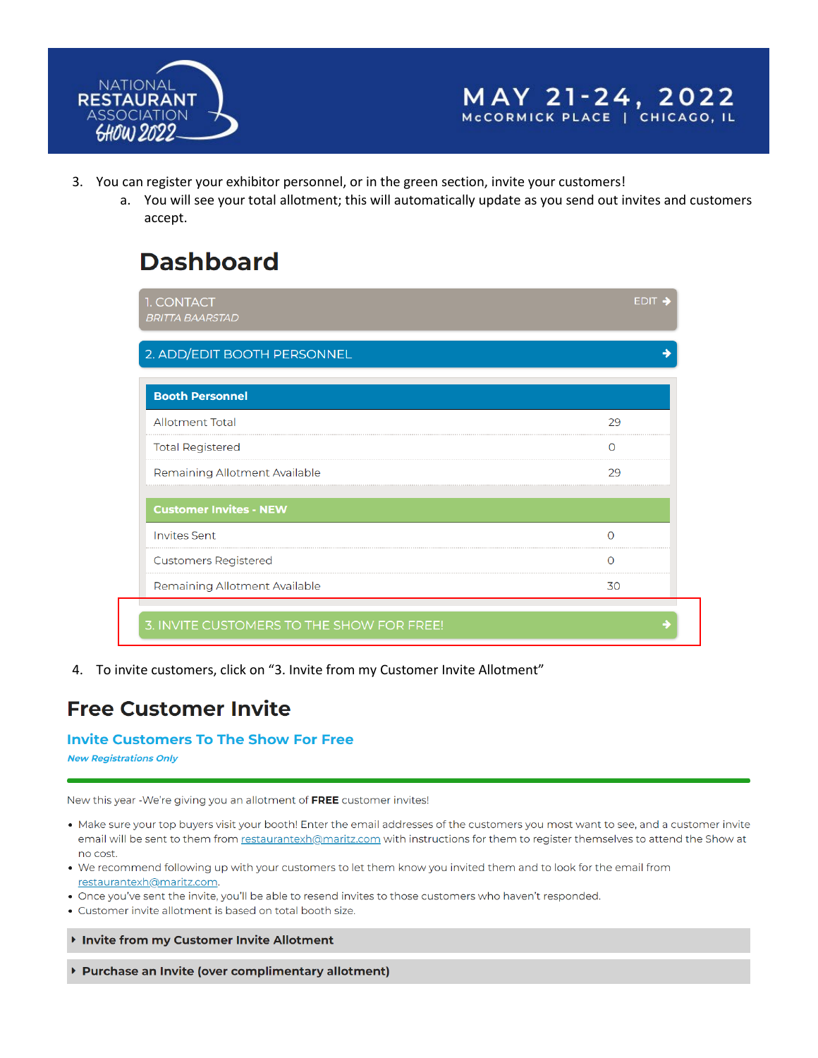3. You can register your exhibitor personnel, or in the green section, invite your customers!
   a. You will see your total allotment; this will automatically update as you send out invites and customers accept.

# Dashboard

1. CONTACT — EDIT
*BRITTA BAARSTAD*

2. ADD/EDIT BOOTH PERSONNEL

| Booth Personnel | |
|---|---|
| Allotment Total | 29 |
| Total Registered | 0 |
| Remaining Allotment Available | 29 |

| Customer Invites - NEW | |
|---|---|
| Invites Sent | 0 |
| Customers Registered | 0 |
| Remaining Allotment Available | 30 |

3. INVITE CUSTOMERS TO THE SHOW FOR FREE!

4. To invite customers, click on "3. Invite from my Customer Invite Allotment"

## Free Customer Invite

### Invite Customers To The Show For Free

***New Registrations Only***

New this year -We're giving you an allotment of **FREE** customer invites!

- Make sure your top buyers visit your booth! Enter the email addresses of the customers you most want to see, and a customer invite email will be sent to them from restaurantexh@maritz.com with instructions for them to register themselves to attend the Show at no cost.
- We recommend following up with your customers to let them know you invited them and to look for the email from restaurantexh@maritz.com.
- Once you've sent the invite, you'll be able to resend invites to those customers who haven't responded.
- Customer invite allotment is based on total booth size.

**Invite from my Customer Invite Allotment**

**Purchase an Invite (over complimentary allotment)**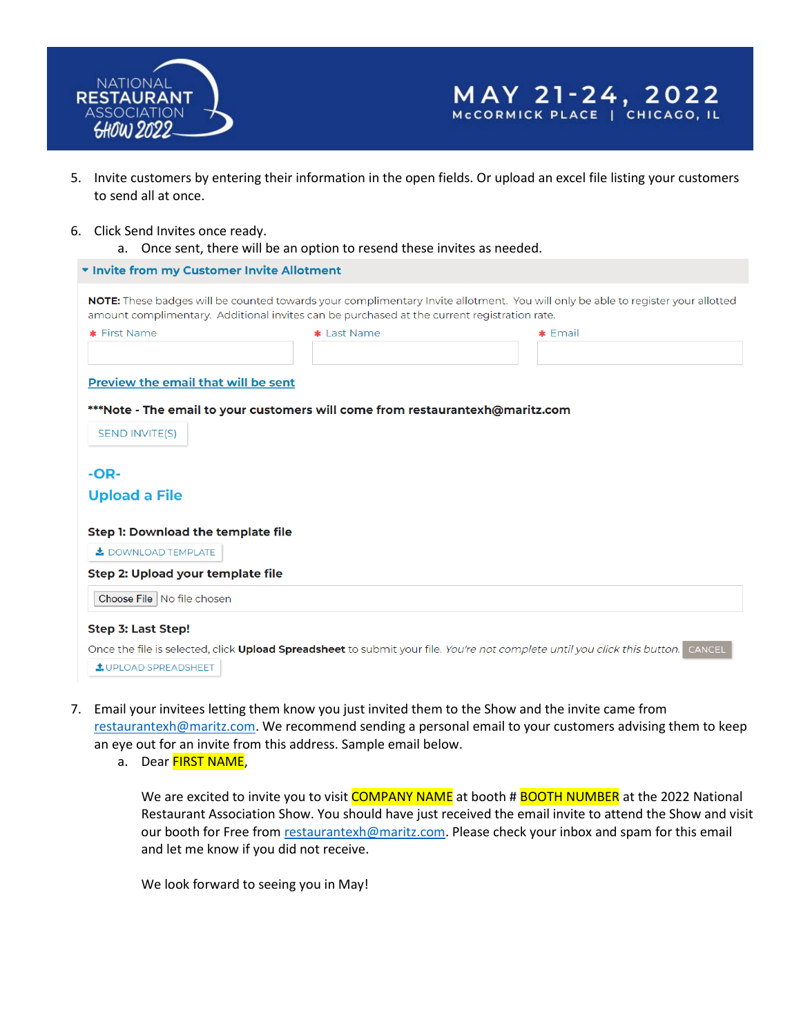NATIONAL RESTAURANT ASSOCIATION SHOW 2022

MAY 21-24, 2022
McCORMICK PLACE | CHICAGO, IL

5. Invite customers by entering their information in the open fields. Or upload an excel file listing your customers to send all at once.

6. Click Send Invites once ready.
   a. Once sent, there will be an option to resend these invites as needed.

**▾ Invite from my Customer Invite Allotment**

**NOTE:** These badges will be counted towards your complimentary Invite allotment. You will only be able to register your allotted amount complimentary. Additional invites can be purchased at the current registration rate.

* First Name
* Last Name
* Email

Preview the email that will be sent

**\*\*\*Note - The email to your customers will come from restaurantexh@maritz.com**

SEND INVITE(S)

-OR-

Upload a File

**Step 1: Download the template file**

DOWNLOAD TEMPLATE

**Step 2: Upload your template file**

Choose File No file chosen

**Step 3: Last Step!**

Once the file is selected, click **Upload Spreadsheet** to submit your file. *You're not complete until you click this button.* CANCEL

UPLOAD SPREADSHEET

7. Email your invitees letting them know you just invited them to the Show and the invite came from restaurantexh@maritz.com. We recommend sending a personal email to your customers advising them to keep an eye out for an invite from this address. Sample email below.
   a. Dear FIRST NAME,

      We are excited to invite you to visit COMPANY NAME at booth # BOOTH NUMBER at the 2022 National Restaurant Association Show. You should have just received the email invite to attend the Show and visit our booth for Free from restaurantexh@maritz.com. Please check your inbox and spam for this email and let me know if you did not receive.

      We look forward to seeing you in May!